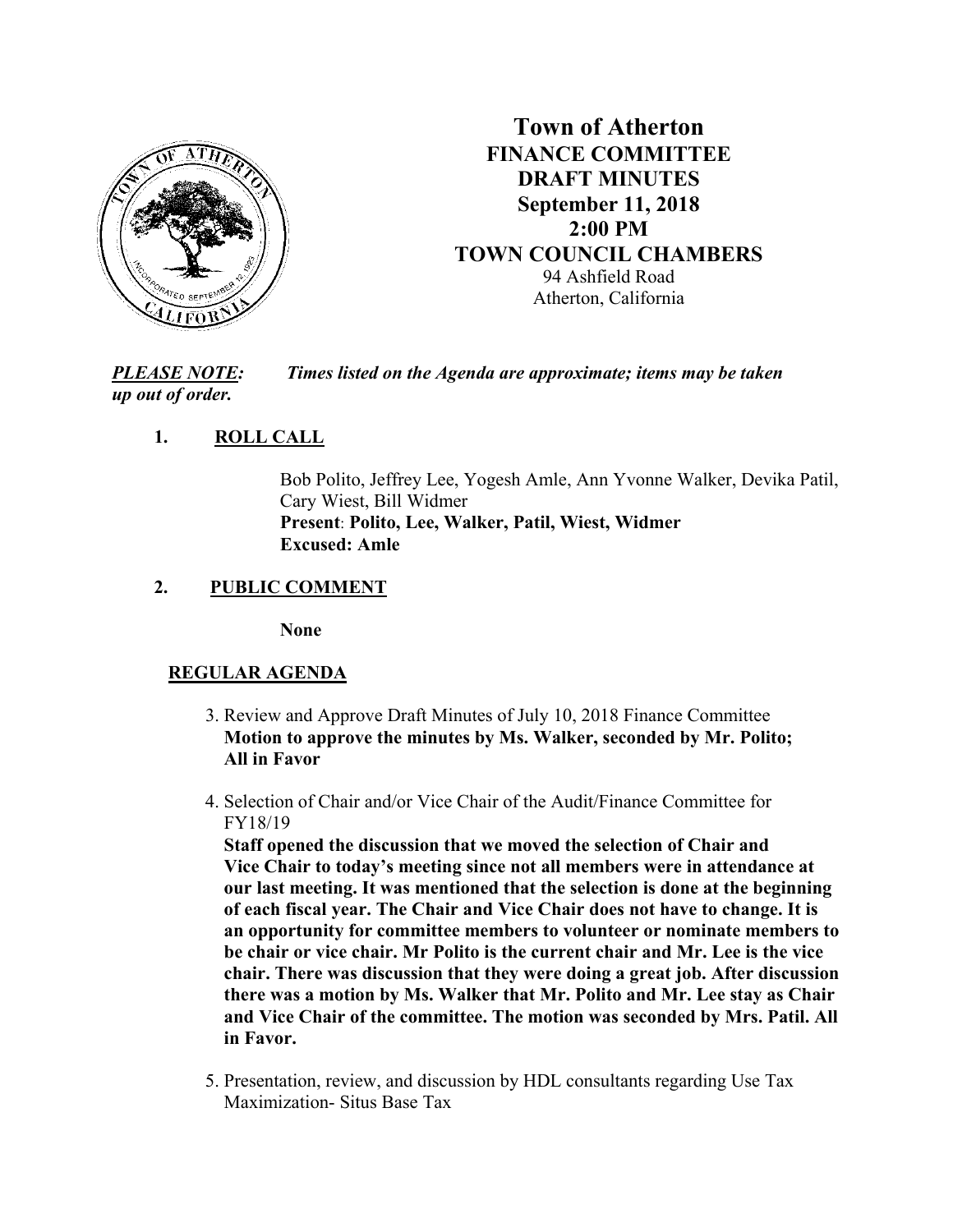# Town of Atherton
## FINANCE COMMITTEE
## DRAFT MINUTES
## September 11, 2018
## 2:00 PM
## TOWN COUNCIL CHAMBERS

94 Ashfield Road
Atherton, California

***PLEASE NOTE:*** *Times listed on the Agenda are approximate; items may be taken up out of order.*

1. **ROLL CALL**

   Bob Polito, Jeffrey Lee, Yogesh Amle, Ann Yvonne Walker, Devika Patil, Cary Wiest, Bill Widmer
   **Present**: **Polito, Lee, Walker, Patil, Wiest, Widmer**
   **Excused: Amle**

2. **PUBLIC COMMENT**

   **None**

**REGULAR AGENDA**

3. Review and Approve Draft Minutes of July 10, 2018 Finance Committee
   **Motion to approve the minutes by Ms. Walker, seconded by Mr. Polito; All in Favor**

4. Selection of Chair and/or Vice Chair of the Audit/Finance Committee for FY18/19
   **Staff opened the discussion that we moved the selection of Chair and Vice Chair to today's meeting since not all members were in attendance at our last meeting. It was mentioned that the selection is done at the beginning of each fiscal year. The Chair and Vice Chair does not have to change. It is an opportunity for committee members to volunteer or nominate members to be chair or vice chair. Mr Polito is the current chair and Mr. Lee is the vice chair. There was discussion that they were doing a great job. After discussion there was a motion by Ms. Walker that Mr. Polito and Mr. Lee stay as Chair and Vice Chair of the committee. The motion was seconded by Mrs. Patil. All in Favor.**

5. Presentation, review, and discussion by HDL consultants regarding Use Tax Maximization- Situs Base Tax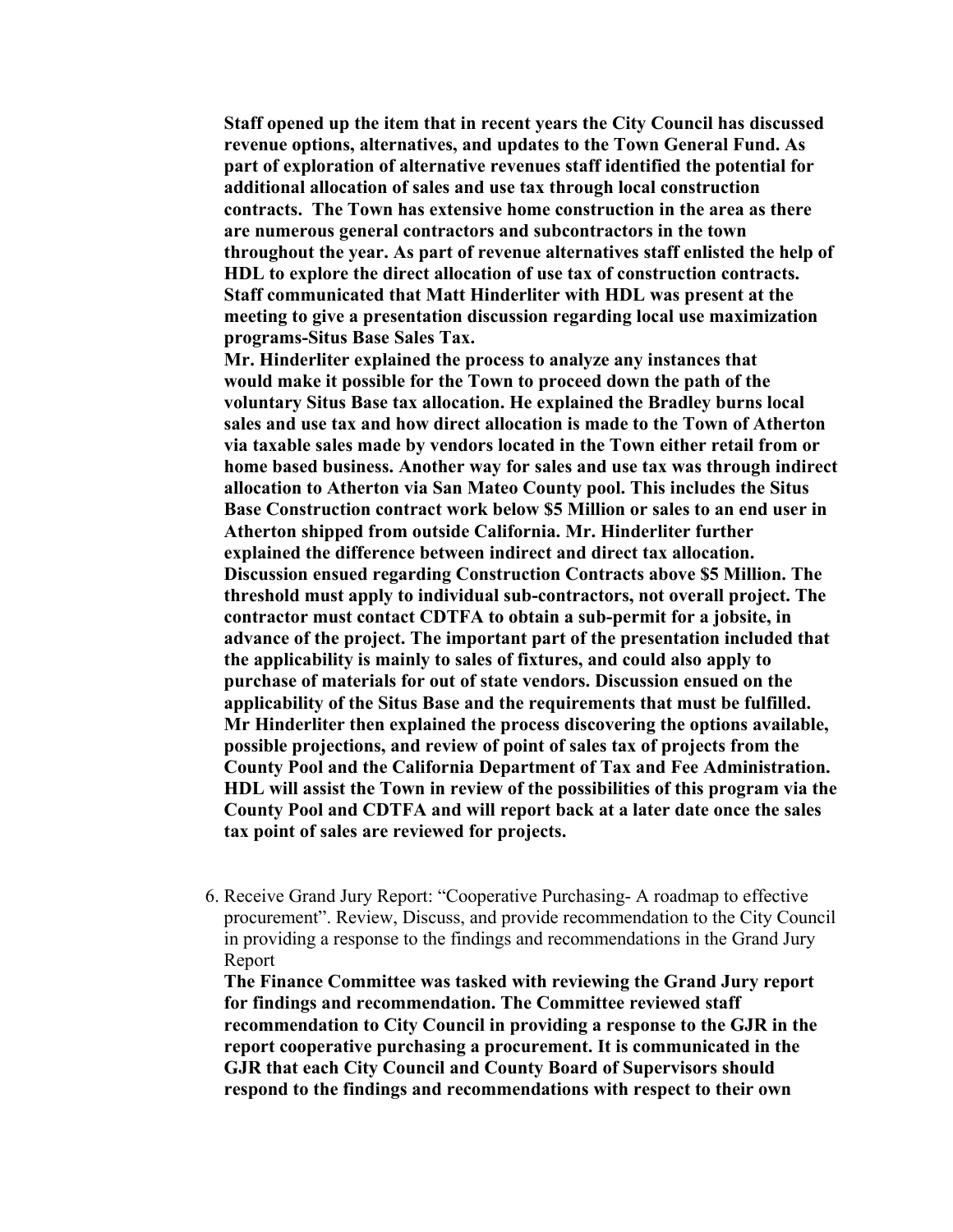**Staff opened up the item that in recent years the City Council has discussed revenue options, alternatives, and updates to the Town General Fund. As part of exploration of alternative revenues staff identified the potential for additional allocation of sales and use tax through local construction contracts. The Town has extensive home construction in the area as there are numerous general contractors and subcontractors in the town throughout the year. As part of revenue alternatives staff enlisted the help of HDL to explore the direct allocation of use tax of construction contracts. Staff communicated that Matt Hinderliter with HDL was present at the meeting to give a presentation discussion regarding local use maximization programs-Situs Base Sales Tax.**

**Mr. Hinderliter explained the process to analyze any instances that would make it possible for the Town to proceed down the path of the voluntary Situs Base tax allocation. He explained the Bradley burns local sales and use tax and how direct allocation is made to the Town of Atherton via taxable sales made by vendors located in the Town either retail from or home based business. Another way for sales and use tax was through indirect allocation to Atherton via San Mateo County pool. This includes the Situs Base Construction contract work below $5 Million or sales to an end user in Atherton shipped from outside California. Mr. Hinderliter further explained the difference between indirect and direct tax allocation. Discussion ensued regarding Construction Contracts above $5 Million. The threshold must apply to individual sub-contractors, not overall project. The contractor must contact CDTFA to obtain a sub-permit for a jobsite, in advance of the project. The important part of the presentation included that the applicability is mainly to sales of fixtures, and could also apply to purchase of materials for out of state vendors. Discussion ensued on the applicability of the Situs Base and the requirements that must be fulfilled. Mr Hinderliter then explained the process discovering the options available, possible projections, and review of point of sales tax of projects from the County Pool and the California Department of Tax and Fee Administration. HDL will assist the Town in review of the possibilities of this program via the County Pool and CDTFA and will report back at a later date once the sales tax point of sales are reviewed for projects.**

6. Receive Grand Jury Report: "Cooperative Purchasing- A roadmap to effective procurement". Review, Discuss, and provide recommendation to the City Council in providing a response to the findings and recommendations in the Grand Jury Report

   **The Finance Committee was tasked with reviewing the Grand Jury report for findings and recommendation. The Committee reviewed staff recommendation to City Council in providing a response to the GJR in the report cooperative purchasing a procurement. It is communicated in the GJR that each City Council and County Board of Supervisors should respond to the findings and recommendations with respect to their own**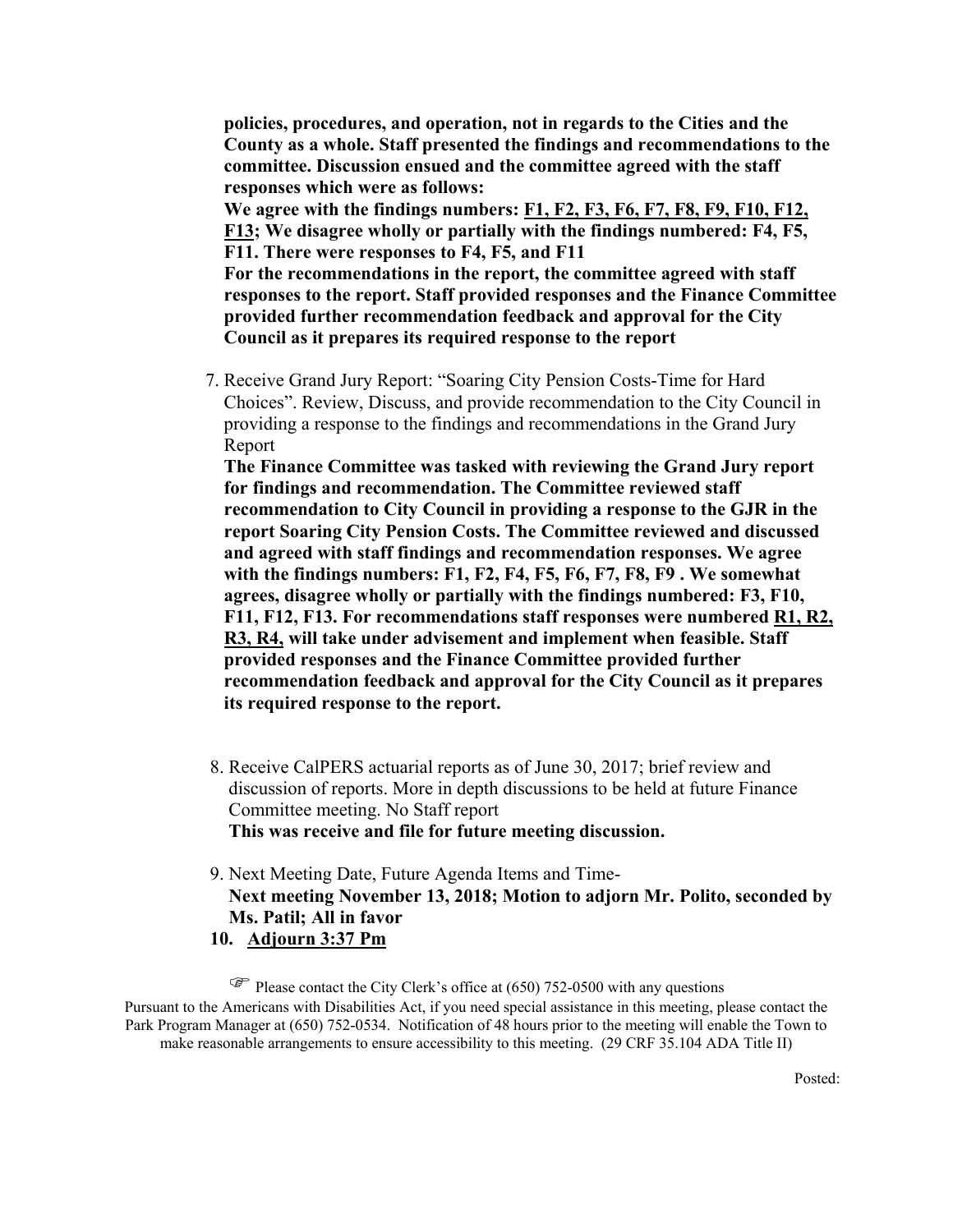**policies, procedures, and operation, not in regards to the Cities and the County as a whole. Staff presented the findings and recommendations to the committee. Discussion ensued and the committee agreed with the staff responses which were as follows:**
**We agree with the findings numbers: <u>F1, F2, F3, F6, F7, F8, F9, F10, F12, F13</u>; We disagree wholly or partially with the findings numbered: F4, F5, F11. There were responses to F4, F5, and F11**
**For the recommendations in the report, the committee agreed with staff responses to the report. Staff provided responses and the Finance Committee provided further recommendation feedback and approval for the City Council as it prepares its required response to the report**

7. Receive Grand Jury Report: "Soaring City Pension Costs-Time for Hard Choices". Review, Discuss, and provide recommendation to the City Council in providing a response to the findings and recommendations in the Grand Jury Report
**The Finance Committee was tasked with reviewing the Grand Jury report for findings and recommendation. The Committee reviewed staff recommendation to City Council in providing a response to the GJR in the report Soaring City Pension Costs. The Committee reviewed and discussed and agreed with staff findings and recommendation responses. We agree with the findings numbers: F1, F2, F4, F5, F6, F7, F8, F9 . We somewhat agrees, disagree wholly or partially with the findings numbered: F3, F10, F11, F12, F13. For recommendations staff responses were numbered <u>R1, R2, R3, R4,</u> will take under advisement and implement when feasible. Staff provided responses and the Finance Committee provided further recommendation feedback and approval for the City Council as it prepares its required response to the report.**

8. Receive CalPERS actuarial reports as of June 30, 2017; brief review and discussion of reports. More in depth discussions to be held at future Finance Committee meeting. No Staff report
**This was receive and file for future meeting discussion.**

9. Next Meeting Date, Future Agenda Items and Time-
**Next meeting November 13, 2018; Motion to adjorn Mr. Polito, seconded by Ms. Patil; All in favor**

10. **<u>Adjourn 3:37 Pm</u>**

☞ Please contact the City Clerk's office at (650) 752-0500 with any questions
Pursuant to the Americans with Disabilities Act, if you need special assistance in this meeting, please contact the Park Program Manager at (650) 752-0534. Notification of 48 hours prior to the meeting will enable the Town to make reasonable arrangements to ensure accessibility to this meeting. (29 CRF 35.104 ADA Title II)

Posted: